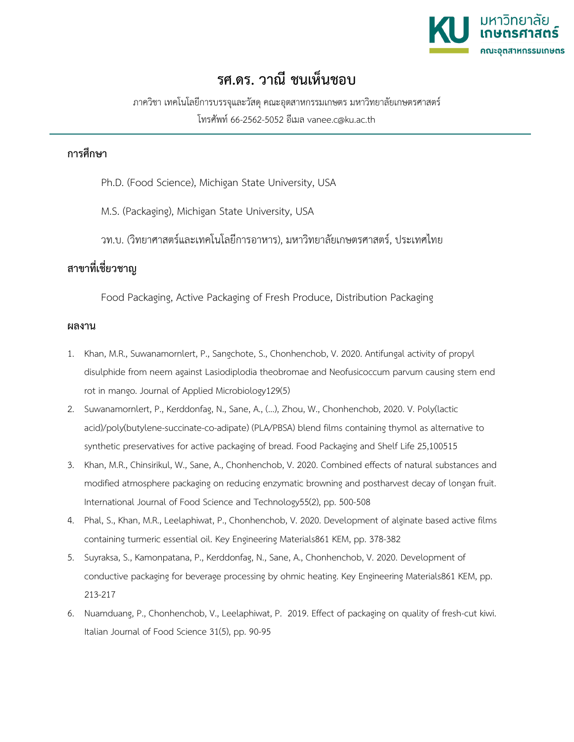# รศ.ดร. วาณี ชนเห็นชอบ

ภาควิชา เทคโนโลยีการบรรจุและวัสดุ คณะอุตสาหกรรมเกษตร มหาวิทยาลัยเกษตรศาสตร์

โทรศัพท์ 66-2562-5052 อีเมล vanee.c@ku.ac.th

## การศึกษา

Ph.D. (Food Science), Michigan State University, USA

M.S. (Packaging), Michigan State University, USA

วท.บ. (วิทยาศาสตร์และเทคโนโลยีการอาหาร), มหาวิทยาลัยเกษตรศาสตร์, ประเทศไทย

## สาขาที่เชี่ยวชาญ

Food Packaging, Active Packaging of Fresh Produce, Distribution Packaging

## ผลงาน

1. Khan, M.R., Suwanamornlert, P., Sangchote, S., Chonhenchob, V. 2020. Antifungal activity of propyl disulphide from neem against Lasiodiplodia theobromae and Neofusicoccum parvum causing stem end rot in mango. Journal of Applied Microbiology129(5)
2. Suwanamornlert, P., Kerddonfag, N., Sane, A., (...), Zhou, W., Chonhenchob, 2020. V. Poly(lactic acid)/poly(butylene-succinate-co-adipate) (PLA/PBSA) blend films containing thymol as alternative to synthetic preservatives for active packaging of bread. Food Packaging and Shelf Life 25,100515
3. Khan, M.R., Chinsirikul, W., Sane, A., Chonhenchob, V. 2020. Combined effects of natural substances and modified atmosphere packaging on reducing enzymatic browning and postharvest decay of longan fruit. International Journal of Food Science and Technology55(2), pp. 500-508
4. Phal, S., Khan, M.R., Leelaphiwat, P., Chonhenchob, V. 2020. Development of alginate based active films containing turmeric essential oil. Key Engineering Materials861 KEM, pp. 378-382
5. Suyraksa, S., Kamonpatana, P., Kerddonfag, N., Sane, A., Chonhenchob, V. 2020. Development of conductive packaging for beverage processing by ohmic heating. Key Engineering Materials861 KEM, pp. 213-217
6. Nuamduang, P., Chonhenchob, V., Leelaphiwat, P. 2019. Effect of packaging on quality of fresh-cut kiwi. Italian Journal of Food Science 31(5), pp. 90-95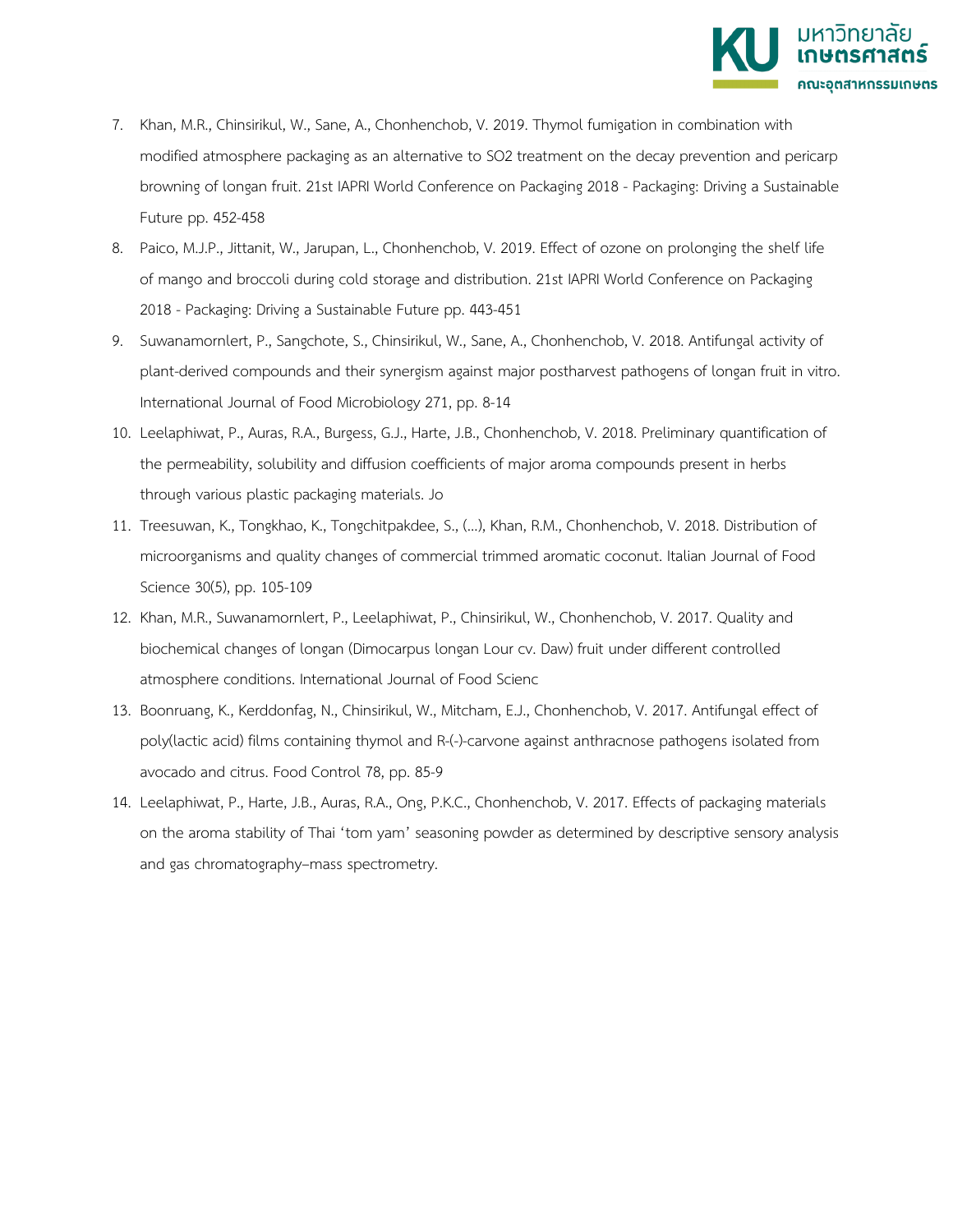7. Khan, M.R., Chinsirikul, W., Sane, A., Chonhenchob, V. 2019. Thymol fumigation in combination with modified atmosphere packaging as an alternative to SO2 treatment on the decay prevention and pericarp browning of longan fruit. 21st IAPRI World Conference on Packaging 2018 - Packaging: Driving a Sustainable Future pp. 452-458
8. Paico, M.J.P., Jittanit, W., Jarupan, L., Chonhenchob, V. 2019. Effect of ozone on prolonging the shelf life of mango and broccoli during cold storage and distribution. 21st IAPRI World Conference on Packaging 2018 - Packaging: Driving a Sustainable Future pp. 443-451
9. Suwanamornlert, P., Sangchote, S., Chinsirikul, W., Sane, A., Chonhenchob, V. 2018. Antifungal activity of plant-derived compounds and their synergism against major postharvest pathogens of longan fruit in vitro. International Journal of Food Microbiology 271, pp. 8-14
10. Leelaphiwat, P., Auras, R.A., Burgess, G.J., Harte, J.B., Chonhenchob, V. 2018. Preliminary quantification of the permeability, solubility and diffusion coefficients of major aroma compounds present in herbs through various plastic packaging materials. Jo
11. Treesuwan, K., Tongkhao, K., Tongchitpakdee, S., (...), Khan, R.M., Chonhenchob, V. 2018. Distribution of microorganisms and quality changes of commercial trimmed aromatic coconut. Italian Journal of Food Science 30(5), pp. 105-109
12. Khan, M.R., Suwanamornlert, P., Leelaphiwat, P., Chinsirikul, W., Chonhenchob, V. 2017. Quality and biochemical changes of longan (Dimocarpus longan Lour cv. Daw) fruit under different controlled atmosphere conditions. International Journal of Food Scienc
13. Boonruang, K., Kerddonfag, N., Chinsirikul, W., Mitcham, E.J., Chonhenchob, V. 2017. Antifungal effect of poly(lactic acid) films containing thymol and R-(-)-carvone against anthracnose pathogens isolated from avocado and citrus. Food Control 78, pp. 85-9
14. Leelaphiwat, P., Harte, J.B., Auras, R.A., Ong, P.K.C., Chonhenchob, V. 2017. Effects of packaging materials on the aroma stability of Thai 'tom yam' seasoning powder as determined by descriptive sensory analysis and gas chromatography–mass spectrometry.